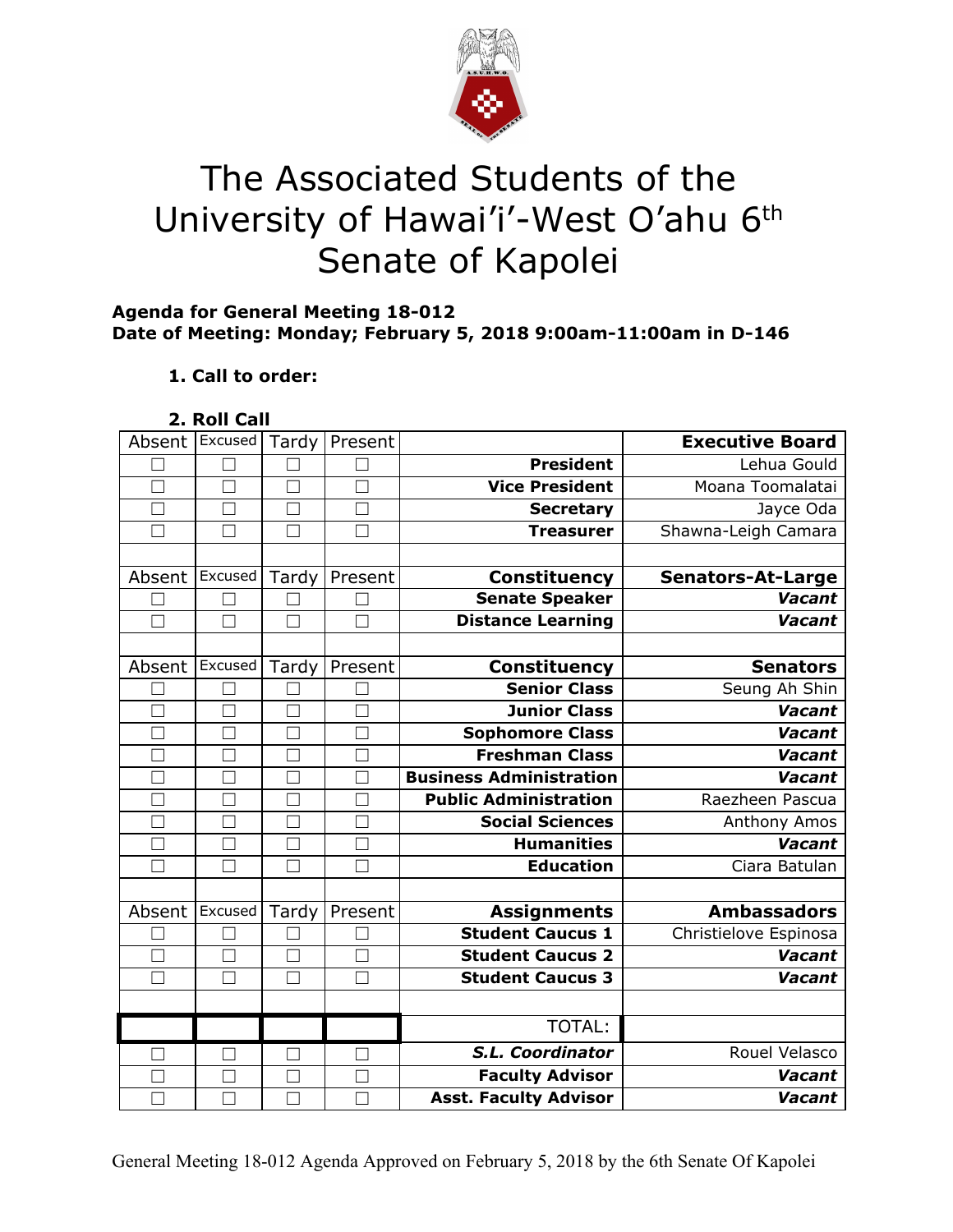# The Associated Students of the University of Hawai'i-West O'ahu 6th Senate of Kapolei

**Agenda for General Meeting 18-012**
**Date of Meeting: Monday; February 5, 2018 9:00am-11:00am in D-146**

**1. Call to order:**

**2. Roll Call**

| Absent | Excused | Tardy | Present | | **Executive Board** |
|---|---|---|---|---|---|
| ☐ | ☐ | ☐ | ☐ | **President** | Lehua Gould |
| ☐ | ☐ | ☐ | ☐ | **Vice President** | Moana Toomalatai |
| ☐ | ☐ | ☐ | ☐ | **Secretary** | Jayce Oda |
| ☐ | ☐ | ☐ | ☐ | **Treasurer** | Shawna-Leigh Camara |
| | | | | | |
| Absent | Excused | Tardy | Present | **Constituency** | **Senators-At-Large** |
| ☐ | ☐ | ☐ | ☐ | **Senate Speaker** | ***Vacant*** |
| ☐ | ☐ | ☐ | ☐ | **Distance Learning** | ***Vacant*** |
| | | | | | |
| Absent | Excused | Tardy | Present | **Constituency** | **Senators** |
| ☐ | ☐ | ☐ | ☐ | **Senior Class** | Seung Ah Shin |
| ☐ | ☐ | ☐ | ☐ | **Junior Class** | ***Vacant*** |
| ☐ | ☐ | ☐ | ☐ | **Sophomore Class** | ***Vacant*** |
| ☐ | ☐ | ☐ | ☐ | **Freshman Class** | ***Vacant*** |
| ☐ | ☐ | ☐ | ☐ | **Business Administration** | ***Vacant*** |
| ☐ | ☐ | ☐ | ☐ | **Public Administration** | Raezheen Pascua |
| ☐ | ☐ | ☐ | ☐ | **Social Sciences** | Anthony Amos |
| ☐ | ☐ | ☐ | ☐ | **Humanities** | ***Vacant*** |
| ☐ | ☐ | ☐ | ☐ | **Education** | Ciara Batulan |
| | | | | | |
| Absent | Excused | Tardy | Present | **Assignments** | **Ambassadors** |
| ☐ | ☐ | ☐ | ☐ | **Student Caucus 1** | Christielove Espinosa |
| ☐ | ☐ | ☐ | ☐ | **Student Caucus 2** | ***Vacant*** |
| ☐ | ☐ | ☐ | ☐ | **Student Caucus 3** | ***Vacant*** |
| | | | | | |
| | | | | TOTAL: | |
| ☐ | ☐ | ☐ | ☐ | ***S.L. Coordinator*** | Rouel Velasco |
| ☐ | ☐ | ☐ | ☐ | **Faculty Advisor** | ***Vacant*** |
| ☐ | ☐ | ☐ | ☐ | **Asst. Faculty Advisor** | ***Vacant*** |

General Meeting 18-012 Agenda Approved on February 5, 2018 by the 6th Senate Of Kapolei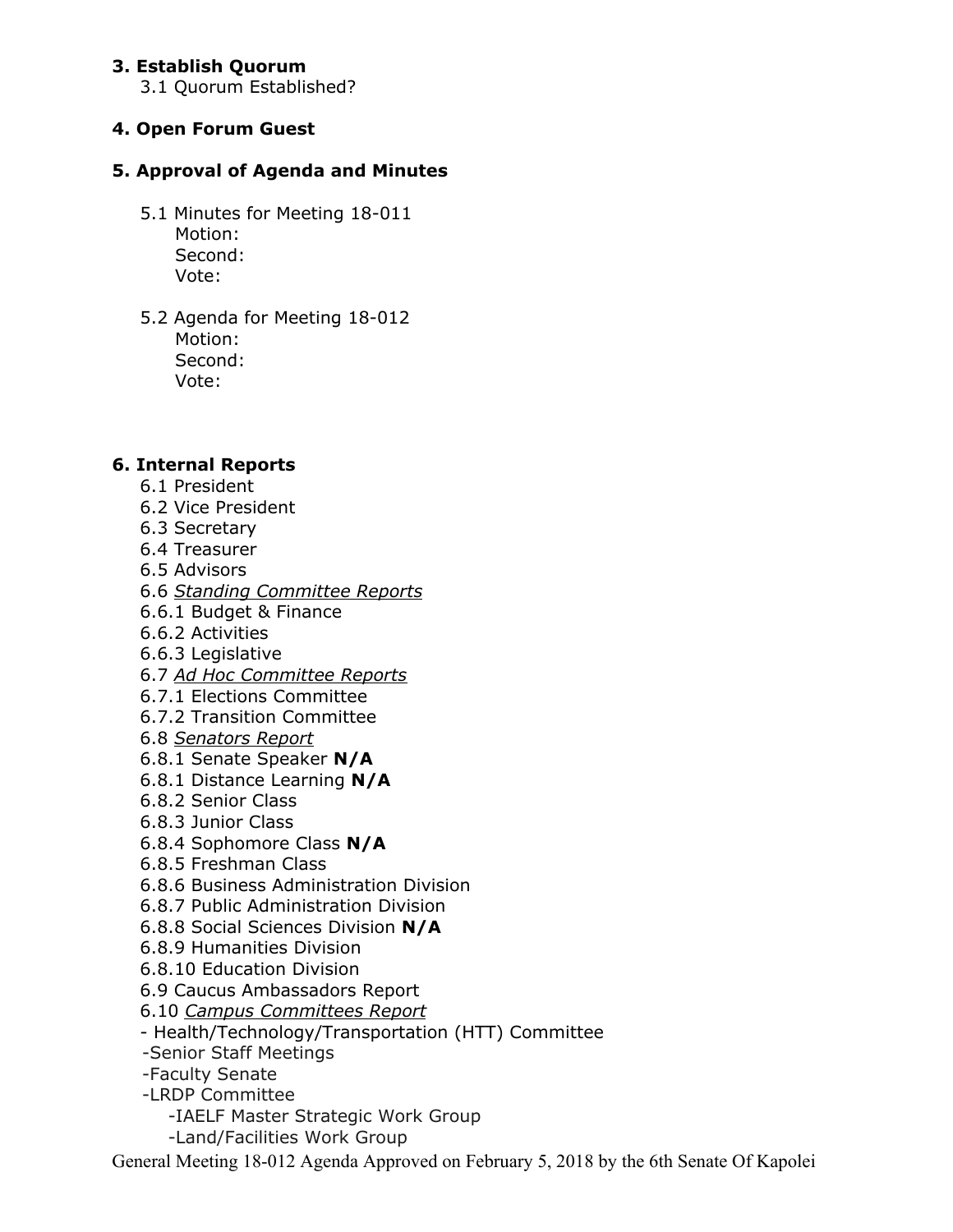### 3. Establish Quorum

3.1 Quorum Established?

### 4. Open Forum Guest

### 5. Approval of Agenda and Minutes

5.1 Minutes for Meeting 18-011
Motion:
Second:
Vote:

5.2 Agenda for Meeting 18-012
Motion:
Second:
Vote:

### 6. Internal Reports

6.1 President
6.2 Vice President
6.3 Secretary
6.4 Treasurer
6.5 Advisors
6.6 *Standing Committee Reports*
6.6.1 Budget & Finance
6.6.2 Activities
6.6.3 Legislative
6.7 *Ad Hoc Committee Reports*
6.7.1 Elections Committee
6.7.2 Transition Committee
6.8 *Senators Report*
6.8.1 Senate Speaker **N/A**
6.8.1 Distance Learning **N/A**
6.8.2 Senior Class
6.8.3 Junior Class
6.8.4 Sophomore Class **N/A**
6.8.5 Freshman Class
6.8.6 Business Administration Division
6.8.7 Public Administration Division
6.8.8 Social Sciences Division **N/A**
6.8.9 Humanities Division
6.8.10 Education Division
6.9 Caucus Ambassadors Report
6.10 *Campus Committees Report*
- Health/Technology/Transportation (HTT) Committee
- Senior Staff Meetings
- Faculty Senate
- LRDP Committee
  - IAELF Master Strategic Work Group
  - Land/Facilities Work Group

General Meeting 18-012 Agenda Approved on February 5, 2018 by the 6th Senate Of Kapolei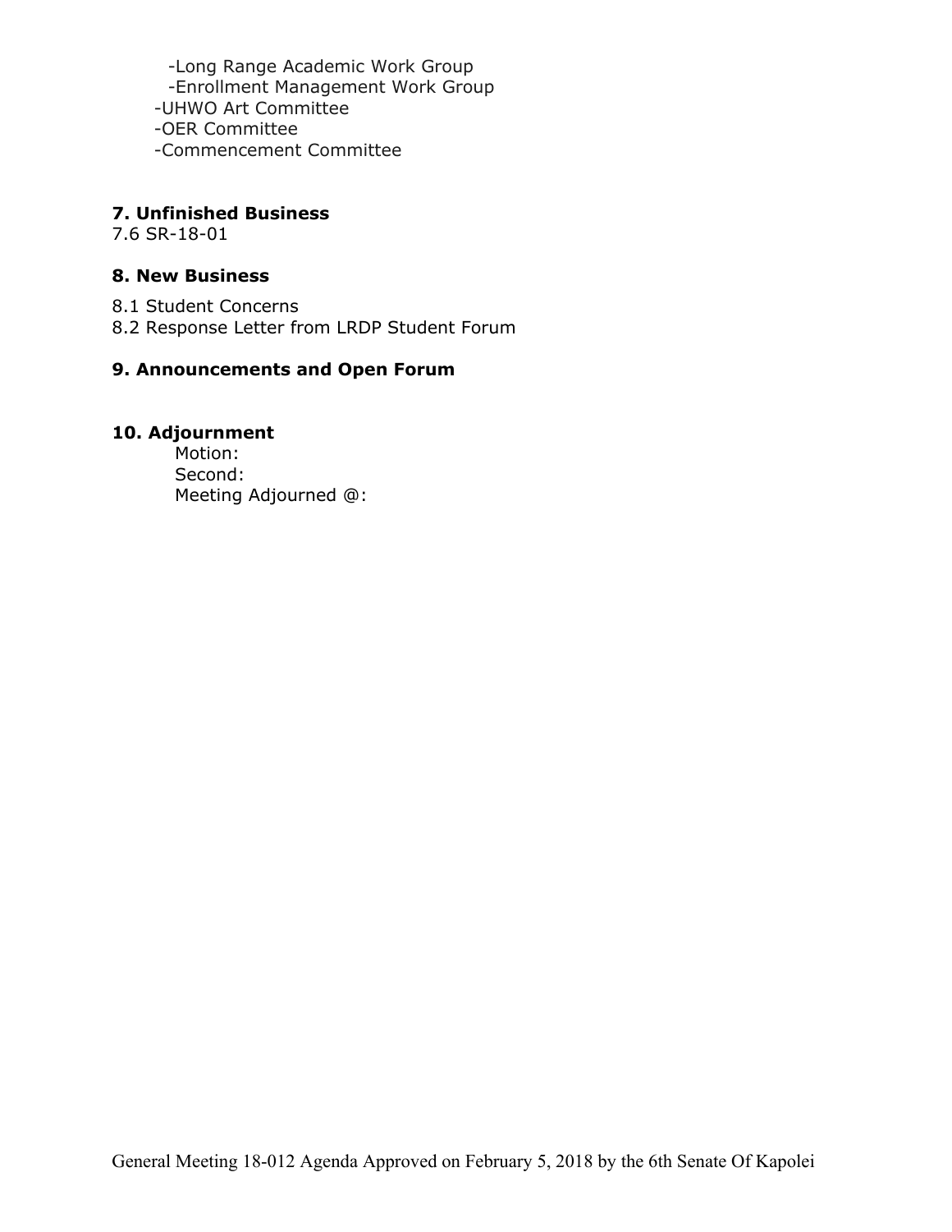- Long Range Academic Work Group
- Enrollment Management Work Group
- UHWO Art Committee
- OER Committee
- Commencement Committee

**7. Unfinished Business**

7.6 SR-18-01

**8. New Business**

8.1 Student Concerns

8.2 Response Letter from LRDP Student Forum

**9. Announcements and Open Forum**

**10. Adjournment**

Motion:

Second:

Meeting Adjourned @:

General Meeting 18-012 Agenda Approved on February 5, 2018 by the 6th Senate Of Kapolei